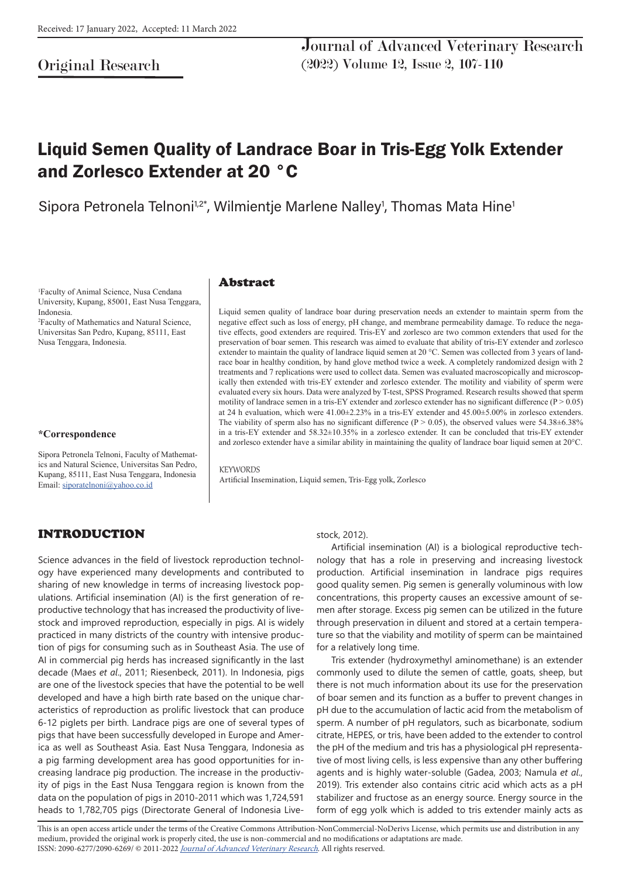Received: 17 January 2022, Accepted: 11 March 2022

Original Research

# Liquid Semen Quality of Landrace Boar in Tris-Egg Yolk Extender and Zorlesco Extender at 20 °C

Sipora Petronela Telnoni[1,2*], Wilmientje Marlene Nalley[1], Thomas Mata Hine[1]

[1]Faculty of Animal Science, Nusa Cendana University, Kupang, 85001, East Nusa Tenggara, Indonesia.
[2]Faculty of Mathematics and Natural Science, Universitas San Pedro, Kupang, 85111, East Nusa Tenggara, Indonesia.

**\*Correspondence**

Sipora Petronela Telnoni, Faculty of Mathematics and Natural Science, Universitas San Pedro, Kupang, 85111, East Nusa Tenggara, Indonesia
Email: siporatelnoni@yahoo.co.id

## Abstract

Liquid semen quality of landrace boar during preservation needs an extender to maintain sperm from the negative effect such as loss of energy, pH change, and membrane permeability damage. To reduce the negative effects, good extenders are required. Tris-EY and zorlesco are two common extenders that used for the preservation of boar semen. This research was aimed to evaluate that ability of tris-EY extender and zorlesco extender to maintain the quality of landrace liquid semen at 20 °C. Semen was collected from 3 years of landrace boar in healthy condition, by hand glove method twice a week. A completely randomized design with 2 treatments and 7 replications were used to collect data. Semen was evaluated macroscopically and microscopically then extended with tris-EY extender and zorlesco extender. The motility and viability of sperm were evaluated every six hours. Data were analyzed by T-test, SPSS Programed. Research results showed that sperm motility of landrace semen in a tris-EY extender and zorlesco extender has no significant difference ($P > 0.05$) at 24 h evaluation, which were 41.00±2.23% in a tris-EY extender and 45.00±5.00% in zorlesco extenders. The viability of sperm also has no significant difference ($P > 0.05$), the observed values were 54.38±6.38% in a tris-EY extender and 58.32±10.35% in a zorlesco extender. It can be concluded that tris-EY extender and zorlesco extender have a similar ability in maintaining the quality of landrace boar liquid semen at 20°C.

KEYWORDS
Artificial Insemination, Liquid semen, Tris-Egg yolk, Zorlesco

## INTRODUCTION

Science advances in the field of livestock reproduction technology have experienced many developments and contributed to sharing of new knowledge in terms of increasing livestock populations. Artificial insemination (AI) is the first generation of reproductive technology that has increased the productivity of livestock and improved reproduction, especially in pigs. AI is widely practiced in many districts of the country with intensive production of pigs for consuming such as in Southeast Asia. The use of AI in commercial pig herds has increased significantly in the last decade (Maes *et al*., 2011; Riesenbeck, 2011). In Indonesia, pigs are one of the livestock species that have the potential to be well developed and have a high birth rate based on the unique characteristics of reproduction as prolific livestock that can produce 6-12 piglets per birth. Landrace pigs are one of several types of pigs that have been successfully developed in Europe and America as well as Southeast Asia. East Nusa Tenggara, Indonesia as a pig farming development area has good opportunities for increasing landrace pig production. The increase in the productivity of pigs in the East Nusa Tenggara region is known from the data on the population of pigs in 2010-2011 which was 1,724,591 heads to 1,782,705 pigs (Directorate General of Indonesia Livestock, 2012).

Artificial insemination (AI) is a biological reproductive technology that has a role in preserving and increasing livestock production. Artificial insemination in landrace pigs requires good quality semen. Pig semen is generally voluminous with low concentrations, this property causes an excessive amount of semen after storage. Excess pig semen can be utilized in the future through preservation in diluent and stored at a certain temperature so that the viability and motility of sperm can be maintained for a relatively long time.

Tris extender (hydroxymethyl aminomethane) is an extender commonly used to dilute the semen of cattle, goats, sheep, but there is not much information about its use for the preservation of boar semen and its function as a buffer to prevent changes in pH due to the accumulation of lactic acid from the metabolism of sperm. A number of pH regulators, such as bicarbonate, sodium citrate, HEPES, or tris, have been added to the extender to control the pH of the medium and tris has a physiological pH representative of most living cells, is less expensive than any other buffering agents and is highly water-soluble (Gadea, 2003; Namula *et al*., 2019). Tris extender also contains citric acid which acts as a pH stabilizer and fructose as an energy source. Energy source in the form of egg yolk which is added to tris extender mainly acts as

This is an open access article under the terms of the Creative Commons Attribution-NonCommercial-NoDerivs License, which permits use and distribution in any medium, provided the original work is properly cited, the use is non-commercial and no modifications or adaptations are made.
ISSN: 2090-6277/2090-6269/ © 2011-2022 Journal of Advanced Veterinary Research. All rights reserved.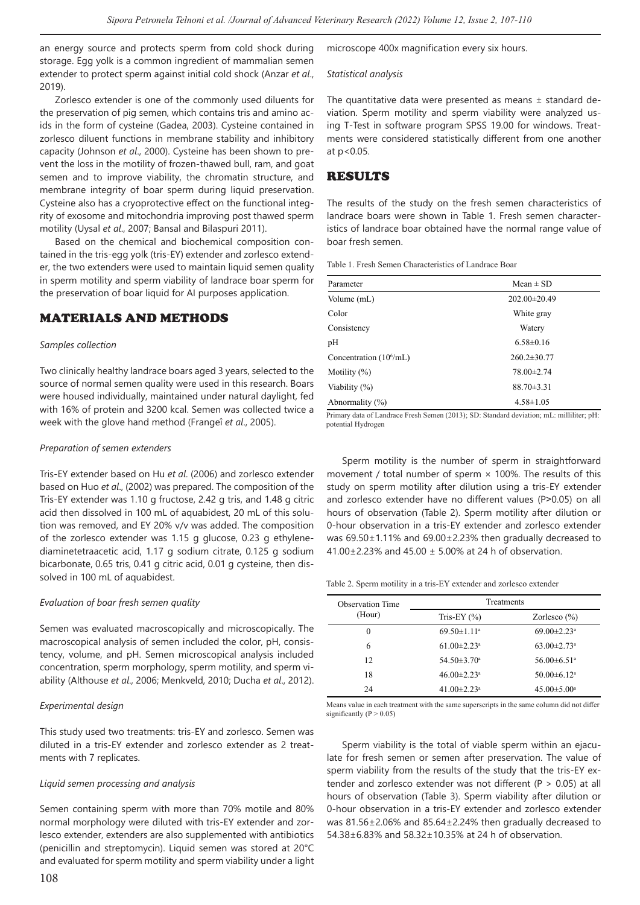an energy source and protects sperm from cold shock during storage. Egg yolk is a common ingredient of mammalian semen extender to protect sperm against initial cold shock (Anzar *et al*., 2019).

Zorlesco extender is one of the commonly used diluents for the preservation of pig semen, which contains tris and amino acids in the form of cysteine (Gadea, 2003). Cysteine contained in zorlesco diluent functions in membrane stability and inhibitory capacity (Johnson *et al*., 2000). Cysteine has been shown to prevent the loss in the motility of frozen-thawed bull, ram, and goat semen and to improve viability, the chromatin structure, and membrane integrity of boar sperm during liquid preservation. Cysteine also has a cryoprotective effect on the functional integrity of exosome and mitochondria improving post thawed sperm motility (Uysal *et al*., 2007; Bansal and Bilaspuri 2011).

Based on the chemical and biochemical composition contained in the tris-egg yolk (tris-EY) extender and zorlesco extender, the two extenders were used to maintain liquid semen quality in sperm motility and sperm viability of landrace boar sperm for the preservation of boar liquid for AI purposes application.

## MATERIALS AND METHODS

### *Samples collection*

Two clinically healthy landrace boars aged 3 years, selected to the source of normal semen quality were used in this research. Boars were housed individually, maintained under natural daylight, fed with 16% of protein and 3200 kcal. Semen was collected twice a week with the glove hand method (Frangeî *et al*., 2005).

### *Preparation of semen extenders*

Tris-EY extender based on Hu *et al*. (2006) and zorlesco extender based on Huo *et al*., (2002) was prepared. The composition of the Tris-EY extender was 1.10 g fructose, 2.42 g tris, and 1.48 g citric acid then dissolved in 100 mL of aquabidest, 20 mL of this solution was removed, and EY 20% v/v was added. The composition of the zorlesco extender was 1.15 g glucose, 0.23 g ethylenediaminetetraacetic acid, 1.17 g sodium citrate, 0.125 g sodium bicarbonate, 0.65 tris, 0.41 g citric acid, 0.01 g cysteine, then dissolved in 100 mL of aquabidest.

### *Evaluation of boar fresh semen quality*

Semen was evaluated macroscopically and microscopically. The macroscopical analysis of semen included the color, pH, consistency, volume, and pH. Semen microscopical analysis included concentration, sperm morphology, sperm motility, and sperm viability (Althouse *et al*., 2006; Menkveld, 2010; Ducha *et al*., 2012).

### *Experimental design*

This study used two treatments: tris-EY and zorlesco. Semen was diluted in a tris-EY extender and zorlesco extender as 2 treatments with 7 replicates.

### *Liquid semen processing and analysis*

Semen containing sperm with more than 70% motile and 80% normal morphology were diluted with tris-EY extender and zorlesco extender, extenders are also supplemented with antibiotics (penicillin and streptomycin). Liquid semen was stored at 20°C and evaluated for sperm motility and sperm viability under a light microscope 400x magnification every six hours.

### *Statistical analysis*

The quantitative data were presented as means ± standard deviation. Sperm motility and sperm viability were analyzed using T-Test in software program SPSS 19.00 for windows. Treatments were considered statistically different from one another at $p<0.05$.

## RESULTS

The results of the study on the fresh semen characteristics of landrace boars were shown in Table 1. Fresh semen characteristics of landrace boar obtained have the normal range value of boar fresh semen.

Table 1. Fresh Semen Characteristics of Landrace Boar

| Parameter | Mean ± SD |
|---|---|
| Volume (mL) | 202.00±20.49 |
| Color | White gray |
| Consistency | Watery |
| pH | 6.58±0.16 |
| Concentration ($10^6$/mL) | 260.2±30.77 |
| Motility (%) | 78.00±2.74 |
| Viability (%) | 88.70±3.31 |
| Abnormality (%) | 4.58±1.05 |

Primary data of Landrace Fresh Semen (2013); SD: Standard deviation; mL: milliliter; pH: potential Hydrogen

Sperm motility is the number of sperm in straightforward movement / total number of sperm × 100%. The results of this study on sperm motility after dilution using a tris-EY extender and zorlesco extender have no different values ($P>0.05$) on all hours of observation (Table 2). Sperm motility after dilution or 0-hour observation in a tris-EY extender and zorlesco extender was 69.50±1.11% and 69.00±2.23% then gradually decreased to 41.00±2.23% and 45.00 ± 5.00% at 24 h of observation.

Table 2. Sperm motility in a tris-EY extender and zorlesco extender

| Observation Time (Hour) | Treatments | |
|---|---|---|
| | Tris-EY (%) | Zorlesco (%) |
| 0 | 69.50±1.11[a] | 69.00±2.23[a] |
| 6 | 61.00±2.23[a] | 63.00±2.73[a] |
| 12 | 54.50±3.70[a] | 56.00±6.51[a] |
| 18 | 46.00±2.23[a] | 50.00±6.12[a] |
| 24 | 41.00±2.23[a] | 45.00±5.00[a] |

Means value in each treatment with the same superscripts in the same column did not differ significantly ($P > 0.05$)

Sperm viability is the total of viable sperm within an ejaculate for fresh semen or semen after preservation. The value of sperm viability from the results of the study that the tris-EY extender and zorlesco extender was not different ($P > 0.05$) at all hours of observation (Table 3). Sperm viability after dilution or 0-hour observation in a tris-EY extender and zorlesco extender was 81.56±2.06% and 85.64±2.24% then gradually decreased to 54.38±6.83% and 58.32±10.35% at 24 h of observation.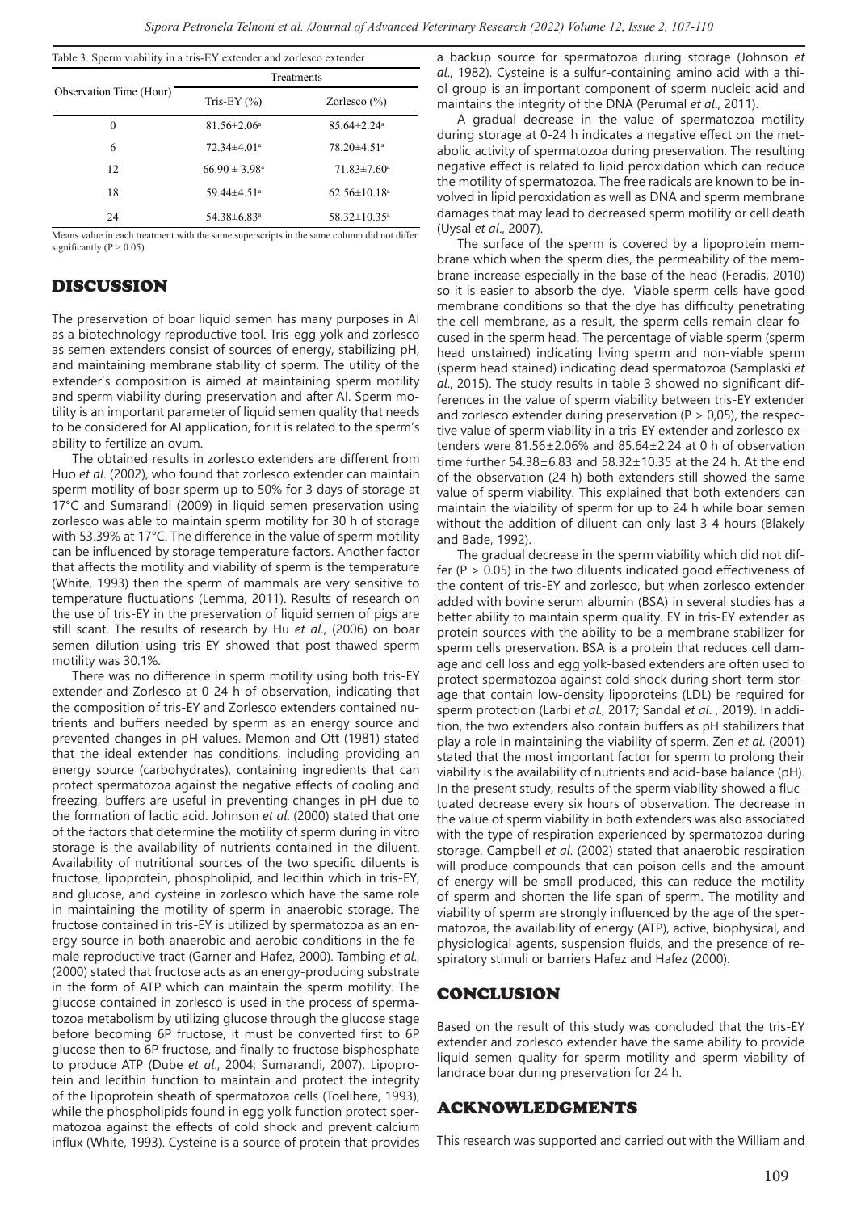Table 3. Sperm viability in a tris-EY extender and zorlesco extender

| Observation Time (Hour) | Treatments | |
|---|---|---|
| | Tris-EY (%) | Zorlesco (%) |
| 0 | 81.56±2.06[a] | 85.64±2.24[a] |
| 6 | 72.34±4.01[a] | 78.20±4.51[a] |
| 12 | 66.90 ± 3.98[a] | 71.83±7.60[a] |
| 18 | 59.44±4.51[a] | 62.56±10.18[a] |
| 24 | 54.38±6.83[a] | 58.32±10.35[a] |

Means value in each treatment with the same superscripts in the same column did not differ significantly ($P > 0.05$)

## DISCUSSION

The preservation of boar liquid semen has many purposes in AI as a biotechnology reproductive tool. Tris-egg yolk and zorlesco as semen extenders consist of sources of energy, stabilizing pH, and maintaining membrane stability of sperm. The utility of the extender's composition is aimed at maintaining sperm motility and sperm viability during preservation and after AI. Sperm motility is an important parameter of liquid semen quality that needs to be considered for AI application, for it is related to the sperm's ability to fertilize an ovum.

The obtained results in zorlesco extenders are different from Huo *et al*. (2002), who found that zorlesco extender can maintain sperm motility of boar sperm up to 50% for 3 days of storage at 17°C and Sumarandi (2009) in liquid semen preservation using zorlesco was able to maintain sperm motility for 30 h of storage with 53.39% at 17°C. The difference in the value of sperm motility can be influenced by storage temperature factors. Another factor that affects the motility and viability of sperm is the temperature (White, 1993) then the sperm of mammals are very sensitive to temperature fluctuations (Lemma, 2011). Results of research on the use of tris-EY in the preservation of liquid semen of pigs are still scant. The results of research by Hu *et al*., (2006) on boar semen dilution using tris-EY showed that post-thawed sperm motility was 30.1%.

There was no difference in sperm motility using both tris-EY extender and Zorlesco at 0-24 h of observation, indicating that the composition of tris-EY and Zorlesco extenders contained nutrients and buffers needed by sperm as an energy source and prevented changes in pH values. Memon and Ott (1981) stated that the ideal extender has conditions, including providing an energy source (carbohydrates), containing ingredients that can protect spermatozoa against the negative effects of cooling and freezing, buffers are useful in preventing changes in pH due to the formation of lactic acid. Johnson *et al*. (2000) stated that one of the factors that determine the motility of sperm during in vitro storage is the availability of nutrients contained in the diluent. Availability of nutritional sources of the two specific diluents is fructose, lipoprotein, phospholipid, and lecithin which in tris-EY, and glucose, and cysteine in zorlesco which have the same role in maintaining the motility of sperm in anaerobic storage. The fructose contained in tris-EY is utilized by spermatozoa as an energy source in both anaerobic and aerobic conditions in the female reproductive tract (Garner and Hafez, 2000). Tambing *et al*., (2000) stated that fructose acts as an energy-producing substrate in the form of ATP which can maintain the sperm motility. The glucose contained in zorlesco is used in the process of spermatozoa metabolism by utilizing glucose through the glucose stage before becoming 6P fructose, it must be converted first to 6P glucose then to 6P fructose, and finally to fructose bisphosphate to produce ATP (Dube *et al*., 2004; Sumarandi, 2007). Lipoprotein and lecithin function to maintain and protect the integrity of the lipoprotein sheath of spermatozoa cells (Toelihere, 1993), while the phospholipids found in egg yolk function protect spermatozoa against the effects of cold shock and prevent calcium influx (White, 1993). Cysteine is a source of protein that provides a backup source for spermatozoa during storage (Johnson *et al*., 1982). Cysteine is a sulfur-containing amino acid with a thiol group is an important component of sperm nucleic acid and maintains the integrity of the DNA (Perumal *et al*., 2011).

A gradual decrease in the value of spermatozoa motility during storage at 0-24 h indicates a negative effect on the metabolic activity of spermatozoa during preservation. The resulting negative effect is related to lipid peroxidation which can reduce the motility of spermatozoa. The free radicals are known to be involved in lipid peroxidation as well as DNA and sperm membrane damages that may lead to decreased sperm motility or cell death (Uysal *et al*., 2007).

The surface of the sperm is covered by a lipoprotein membrane which when the sperm dies, the permeability of the membrane increase especially in the base of the head (Feradis, 2010) so it is easier to absorb the dye. Viable sperm cells have good membrane conditions so that the dye has difficulty penetrating the cell membrane, as a result, the sperm cells remain clear focused in the sperm head. The percentage of viable sperm (sperm head unstained) indicating living sperm and non-viable sperm (sperm head stained) indicating dead spermatozoa (Samplaski *et al*., 2015). The study results in table 3 showed no significant differences in the value of sperm viability between tris-EY extender and zorlesco extender during preservation ($P > 0{,}05$), the respective value of sperm viability in a tris-EY extender and zorlesco extenders were 81.56±2.06% and 85.64±2.24 at 0 h of observation time further 54.38±6.83 and 58.32±10.35 at the 24 h. At the end of the observation (24 h) both extenders still showed the same value of sperm viability. This explained that both extenders can maintain the viability of sperm for up to 24 h while boar semen without the addition of diluent can only last 3-4 hours (Blakely and Bade, 1992).

The gradual decrease in the sperm viability which did not differ ($P > 0.05$) in the two diluents indicated good effectiveness of the content of tris-EY and zorlesco, but when zorlesco extender added with bovine serum albumin (BSA) in several studies has a better ability to maintain sperm quality. EY in tris-EY extender as protein sources with the ability to be a membrane stabilizer for sperm cells preservation. BSA is a protein that reduces cell damage and cell loss and egg yolk-based extenders are often used to protect spermatozoa against cold shock during short-term storage that contain low-density lipoproteins (LDL) be required for sperm protection (Larbi *et al*., 2017; Sandal *et al*. , 2019). In addition, the two extenders also contain buffers as pH stabilizers that play a role in maintaining the viability of sperm. Zen *et al*. (2001) stated that the most important factor for sperm to prolong their viability is the availability of nutrients and acid-base balance (pH). In the present study, results of the sperm viability showed a fluctuated decrease every six hours of observation. The decrease in the value of sperm viability in both extenders was also associated with the type of respiration experienced by spermatozoa during storage. Campbell *et al*. (2002) stated that anaerobic respiration will produce compounds that can poison cells and the amount of energy will be small produced, this can reduce the motility of sperm and shorten the life span of sperm. The motility and viability of sperm are strongly influenced by the age of the spermatozoa, the availability of energy (ATP), active, biophysical, and physiological agents, suspension fluids, and the presence of respiratory stimuli or barriers Hafez and Hafez (2000).

## CONCLUSION

Based on the result of this study was concluded that the tris-EY extender and zorlesco extender have the same ability to provide liquid semen quality for sperm motility and sperm viability of landrace boar during preservation for 24 h.

## ACKNOWLEDGMENTS

This research was supported and carried out with the William and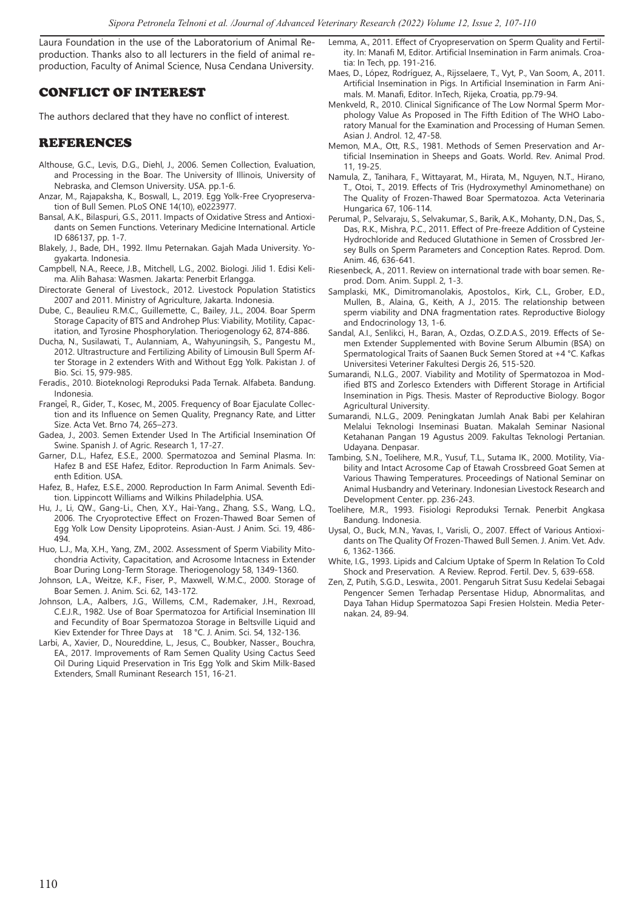Laura Foundation in the use of the Laboratorium of Animal Reproduction. Thanks also to all lecturers in the field of animal reproduction, Faculty of Animal Science, Nusa Cendana University.

## CONFLICT OF INTEREST

The authors declared that they have no conflict of interest.

## REFERENCES

Althouse, G.C., Levis, D.G., Diehl, J., 2006. Semen Collection, Evaluation, and Processing in the Boar. The University of Illinois, University of Nebraska, and Clemson University. USA. pp.1-6.

Anzar, M., Rajapaksha, K., Boswall, L., 2019. Egg Yolk-Free Cryopreservation of Bull Semen. PLoS ONE 14(10), e0223977.

Bansal, A.K., Bilaspuri, G.S., 2011. Impacts of Oxidative Stress and Antioxidants on Semen Functions. Veterinary Medicine International. Article ID 686137, pp. 1-7.

Blakely, J., Bade, DH., 1992. Ilmu Peternakan. Gajah Mada University. Yogyakarta. Indonesia.

Campbell, N.A., Reece, J.B., Mitchell, L.G., 2002. Biologi. Jilid 1. Edisi Kelima. Alih Bahasa: Wasmen. Jakarta: Penerbit Erlangga.

Directorate General of Livestock., 2012. Livestock Population Statistics 2007 and 2011. Ministry of Agriculture, Jakarta. Indonesia.

Dube, C., Beaulieu R.M.C., Guillemette, C., Bailey, J.L., 2004. Boar Sperm Storage Capacity of BTS and Androhep Plus: Viability, Motility, Capacitation, and Tyrosine Phosphorylation. Theriogenology 62, 874-886.

Ducha, N., Susilawati, T., Aulanniam, A., Wahyuningsih, S., Pangestu M., 2012. Ultrastructure and Fertilizing Ability of Limousin Bull Sperm After Storage in 2 extenders With and Without Egg Yolk. Pakistan J. of Bio. Sci. 15, 979-985.

Feradis., 2010. Bioteknologi Reproduksi Pada Ternak. Alfabeta. Bandung. Indonesia.

Frangeî, R., Gider, T., Kosec, M., 2005. Frequency of Boar Ejaculate Collection and its Influence on Semen Quality, Pregnancy Rate, and Litter Size. Acta Vet. Brno 74, 265–273.

Gadea, J., 2003. Semen Extender Used In The Artificial Insemination Of Swine. Spanish J. of Agric. Research 1, 17-27.

Garner, D.L., Hafez, E.S.E., 2000. Spermatozoa and Seminal Plasma. In: Hafez B and ESE Hafez, Editor. Reproduction In Farm Animals. Seventh Edition. USA.

Hafez, B., Hafez, E.S.E., 2000. Reproduction In Farm Animal. Seventh Edition. Lippincott Williams and Wilkins Philadelphia. USA.

Hu, J., Li, QW., Gang-Li., Chen, X.Y., Hai-Yang., Zhang, S.S., Wang, L.Q., 2006. The Cryoprotective Effect on Frozen-Thawed Boar Semen of Egg Yolk Low Density Lipoproteins. Asian-Aust. J Anim. Sci. 19, 486-494.

Huo, L.J., Ma, X.H., Yang, ZM., 2002. Assessment of Sperm Viability Mitochondria Activity, Capacitation, and Acrosome Intacness in Extender Boar During Long-Term Storage. Theriogenology 58, 1349-1360.

Johnson, L.A., Weitze, K.F., Fiser, P., Maxwell, W.M.C., 2000. Storage of Boar Semen. J. Anim. Sci. 62, 143-172.

Johnson, L.A., Aalbers, J.G., Willems, C.M., Rademaker, J.H., Rexroad, C.E.J.R., 1982. Use of Boar Spermatozoa for Artificial Insemination III and Fecundity of Boar Spermatozoa Storage in Beltsville Liquid and Kiev Extender for Three Days at 18 °C. J. Anim. Sci. 54, 132-136.

Larbi, A., Xavier, D., Noureddine, L., Jesus, C., Boubker, Nasser., Bouchra, EA., 2017. Improvements of Ram Semen Quality Using Cactus Seed Oil During Liquid Preservation in Tris Egg Yolk and Skim Milk-Based Extenders, Small Ruminant Research 151, 16-21.

Lemma, A., 2011. Effect of Cryopreservation on Sperm Quality and Fertility. In: Manafi M, Editor. Artificial Insemination in Farm animals. Croatia: In Tech, pp. 191-216.

Maes, D., López, Rodríguez, A., Rijsselaere, T., Vyt, P., Van Soom, A., 2011. Artificial Insemination in Pigs. In Artificial Insemination in Farm Animals. M. Manafi, Editor. InTech, Rijeka, Croatia, pp.79-94.

Menkveld, R., 2010. Clinical Significance of The Low Normal Sperm Morphology Value As Proposed in The Fifth Edition of The WHO Laboratory Manual for the Examination and Processing of Human Semen. Asian J. Androl. 12, 47-58.

Memon, M.A., Ott, R.S., 1981. Methods of Semen Preservation and Artificial Insemination in Sheeps and Goats. World. Rev. Animal Prod. 11, 19-25.

Namula, Z., Tanihara, F., Wittayarat, M., Hirata, M., Nguyen, N.T., Hirano, T., Otoi, T., 2019. Effects of Tris (Hydroxymethyl Aminomethane) on The Quality of Frozen-Thawed Boar Spermatozoa. Acta Veterinaria Hungarica 67, 106-114.

Perumal, P., Selvaraju, S., Selvakumar, S., Barik, A.K., Mohanty, D.N., Das, S., Das, R.K., Mishra, P.C., 2011. Effect of Pre-freeze Addition of Cysteine Hydrochloride and Reduced Glutathione in Semen of Crossbred Jersey Bulls on Sperm Parameters and Conception Rates. Reprod. Dom. Anim. 46, 636-641.

Riesenbeck, A., 2011. Review on international trade with boar semen. Reprod. Dom. Anim. Suppl. 2, 1-3.

Samplaski, MK., Dimitromanolakis, Apostolos., Kirk, C.L., Grober, E.D., Mullen, B., Alaina, G., Keith, A J., 2015. The relationship between sperm viability and DNA fragmentation rates. Reproductive Biology and Endocrinology 13, 1-6.

Sandal, A.I., Senlikci, H., Baran, A., Ozdas, O.Z.D.A.S., 2019. Effects of Semen Extender Supplemented with Bovine Serum Albumin (BSA) on Spermatological Traits of Saanen Buck Semen Stored at +4 °C. Kafkas Universitesi Veteriner Fakultesi Dergis 26, 515-520.

Sumarandi, N.L.G., 2007. Viability and Motility of Spermatozoa in Modified BTS and Zorlesco Extenders with Different Storage in Artificial Insemination in Pigs. Thesis. Master of Reproductive Biology. Bogor Agricultural University.

Sumarandi, N.L.G., 2009. Peningkatan Jumlah Anak Babi per Kelahiran Melalui Teknologi Inseminasi Buatan. Makalah Seminar Nasional Ketahanan Pangan 19 Agustus 2009. Fakultas Teknologi Pertanian. Udayana. Denpasar.

Tambing, S.N., Toelihere, M.R., Yusuf, T.L., Sutama IK., 2000. Motility, Viability and Intact Acrosome Cap of Etawah Crossbreed Goat Semen at Various Thawing Temperatures. Proceedings of National Seminar on Animal Husbandry and Veterinary. Indonesian Livestock Research and Development Center. pp. 236-243.

Toelihere, M.R., 1993. Fisiologi Reproduksi Ternak. Penerbit Angkasa Bandung. Indonesia.

Uysal, O., Buck, M.N., Yavas, I., Varisli, O., 2007. Effect of Various Antioxidants on The Quality Of Frozen-Thawed Bull Semen. J. Anim. Vet. Adv. 6, 1362-1366.

White, I.G., 1993. Lipids and Calcium Uptake of Sperm In Relation To Cold Shock and Preservation. A Review. Reprod. Fertil. Dev. 5, 639-658.

Zen, Z, Putih, S.G.D., Leswita., 2001. Pengaruh Sitrat Susu Kedelai Sebagai Pengencer Semen Terhadap Persentase Hidup, Abnormalitas, and Daya Tahan Hidup Spermatozoa Sapi Fresien Holstein. Media Peternakan. 24, 89-94.